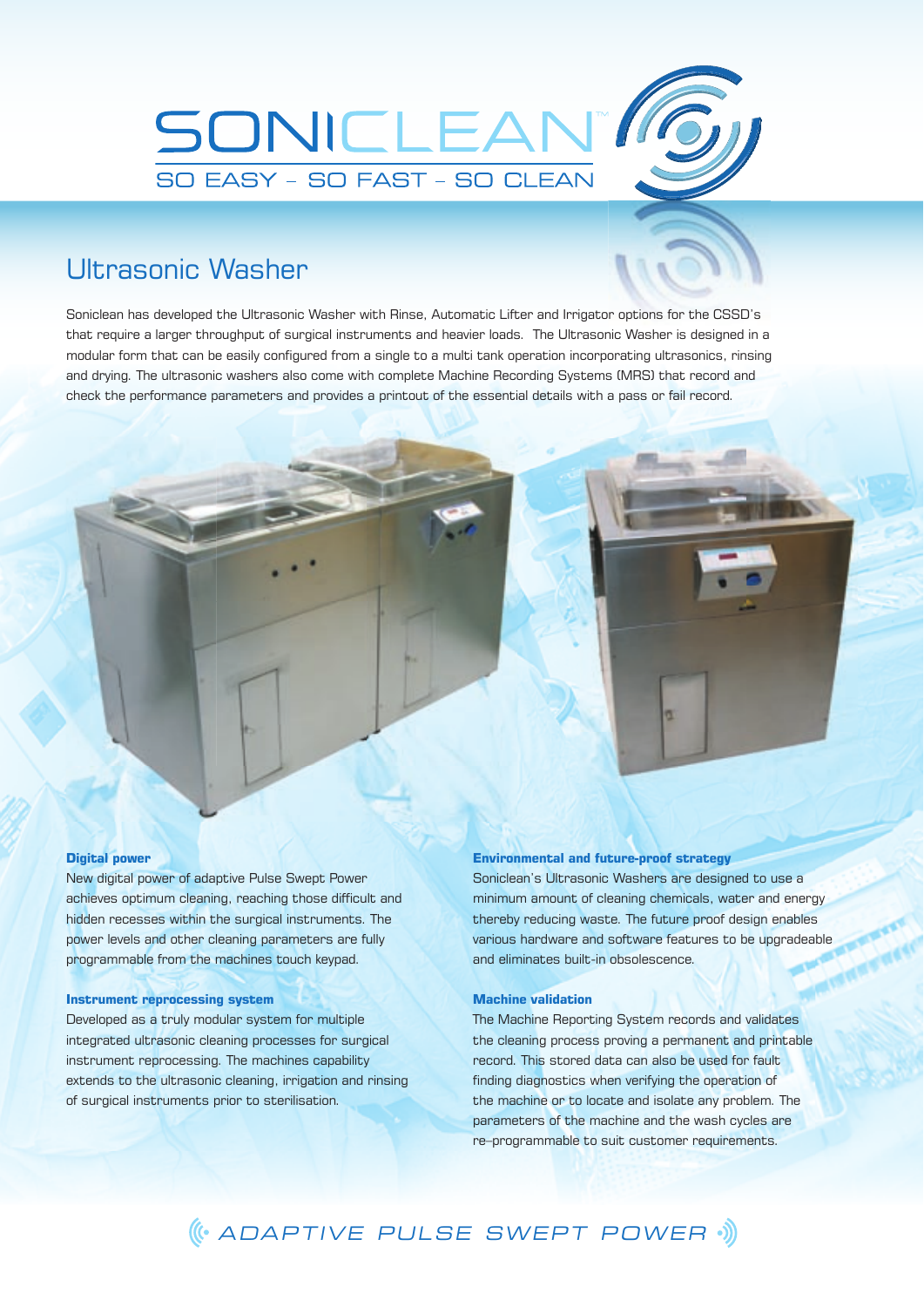# SONICLEAN™

SO EASY – SO FAST – SO CLEAN

## Ultrasonic Washer

Soniclean has developed the Ultrasonic Washer with Rinse, Automatic Lifter and Irrigator options for the CSSD's that require a larger throughput of surgical instruments and heavier loads. The Ultrasonic Washer is designed in a modular form that can be easily configured from a single to a multi tank operation incorporating ultrasonics, rinsing and drying. The ultrasonic washers also come with complete Machine Recording Systems (MRS) that record and check the performance parameters and provides a printout of the essential details with a pass or fail record.

**Digital power**

New digital power of adaptive Pulse Swept Power achieves optimum cleaning, reaching those difficult and hidden recesses within the surgical instruments. The power levels and other cleaning parameters are fully programmable from the machines touch keypad.

**Instrument reprocessing system**

Developed as a truly modular system for multiple integrated ultrasonic cleaning processes for surgical instrument reprocessing. The machines capability extends to the ultrasonic cleaning, irrigation and rinsing of surgical instruments prior to sterilisation.

**Environmental and future-proof strategy**

Soniclean's Ultrasonic Washers are designed to use a minimum amount of cleaning chemicals, water and energy thereby reducing waste. The future proof design enables various hardware and software features to be upgradeable and eliminates built-in obsolescence.

**Machine validation**

The Machine Reporting System records and validates the cleaning process proving a permanent and printable record. This stored data can also be used for fault finding diagnostics when verifying the operation of the machine or to locate and isolate any problem. The parameters of the machine and the wash cycles are re-programmable to suit customer requirements.

*ADAPTIVE PULSE SWEPT POWER*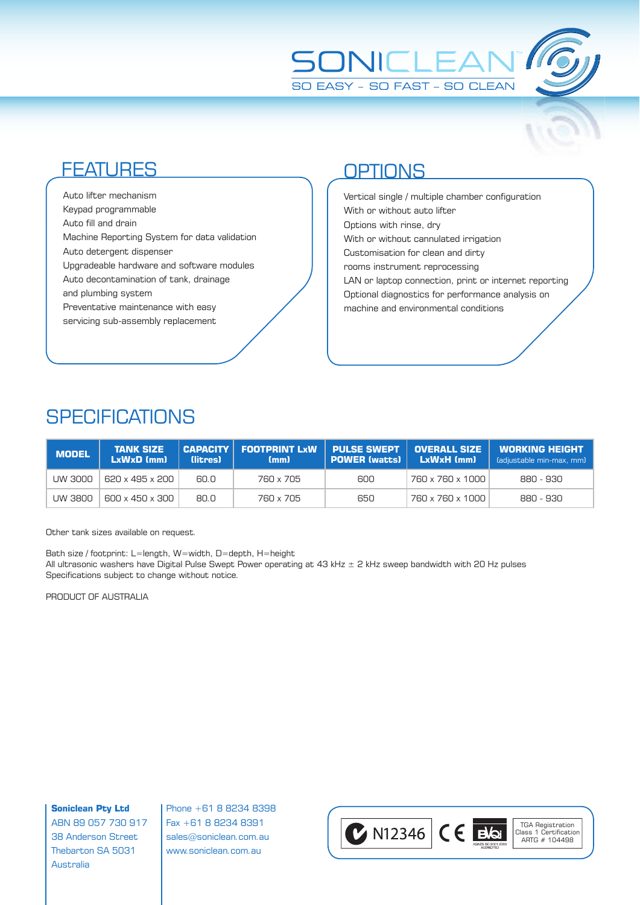SONICLEAN™

SO EASY – SO FAST – SO CLEAN

## FEATURES

Auto lifter mechanism
Keypad programmable
Auto fill and drain
Machine Reporting System for data validation
Auto detergent dispenser
Upgradeable hardware and software modules
Auto decontamination of tank, drainage and plumbing system
Preventative maintenance with easy servicing sub-assembly replacement

## OPTIONS

Vertical single / multiple chamber configuration
With or without auto lifter
Options with rinse, dry
With or without cannulated irrigation
Customisation for clean and dirty rooms instrument reprocessing
LAN or laptop connection, print or internet reporting
Optional diagnostics for performance analysis on machine and environmental conditions

## SPECIFICATIONS

| MODEL | TANK SIZE LxWxD (mm) | CAPACITY (litres) | FOOTPRINT LxW (mm) | PULSE SWEPT POWER (watts) | OVERALL SIZE LxWxH (mm) | WORKING HEIGHT (adjustable min-max, mm) |
|---|---|---|---|---|---|---|
| UW 3000 | 620 x 495 x 200 | 60.0 | 760 x 705 | 600 | 760 x 760 x 1000 | 880 - 930 |
| UW 3800 | 600 x 450 x 300 | 80.0 | 760 x 705 | 650 | 760 x 760 x 1000 | 880 - 930 |

Other tank sizes available on request.

Bath size / footprint: L=length, W=width, D=depth, H=height
All ultrasonic washers have Digital Pulse Swept Power operating at 43 kHz ± 2 kHz sweep bandwidth with 20 Hz pulses
Specifications subject to change without notice.

PRODUCT OF AUSTRALIA

**Soniclean Pty Ltd**
ABN 89 057 730 917
38 Anderson Street
Thebarton SA 5031
Australia

Phone +61 8 8234 8398
Fax +61 8 8234 8391
sales@soniclean.com.au
www.soniclean.com.au

N12346

TGA Registration Class 1 Certification ARTG # 104498